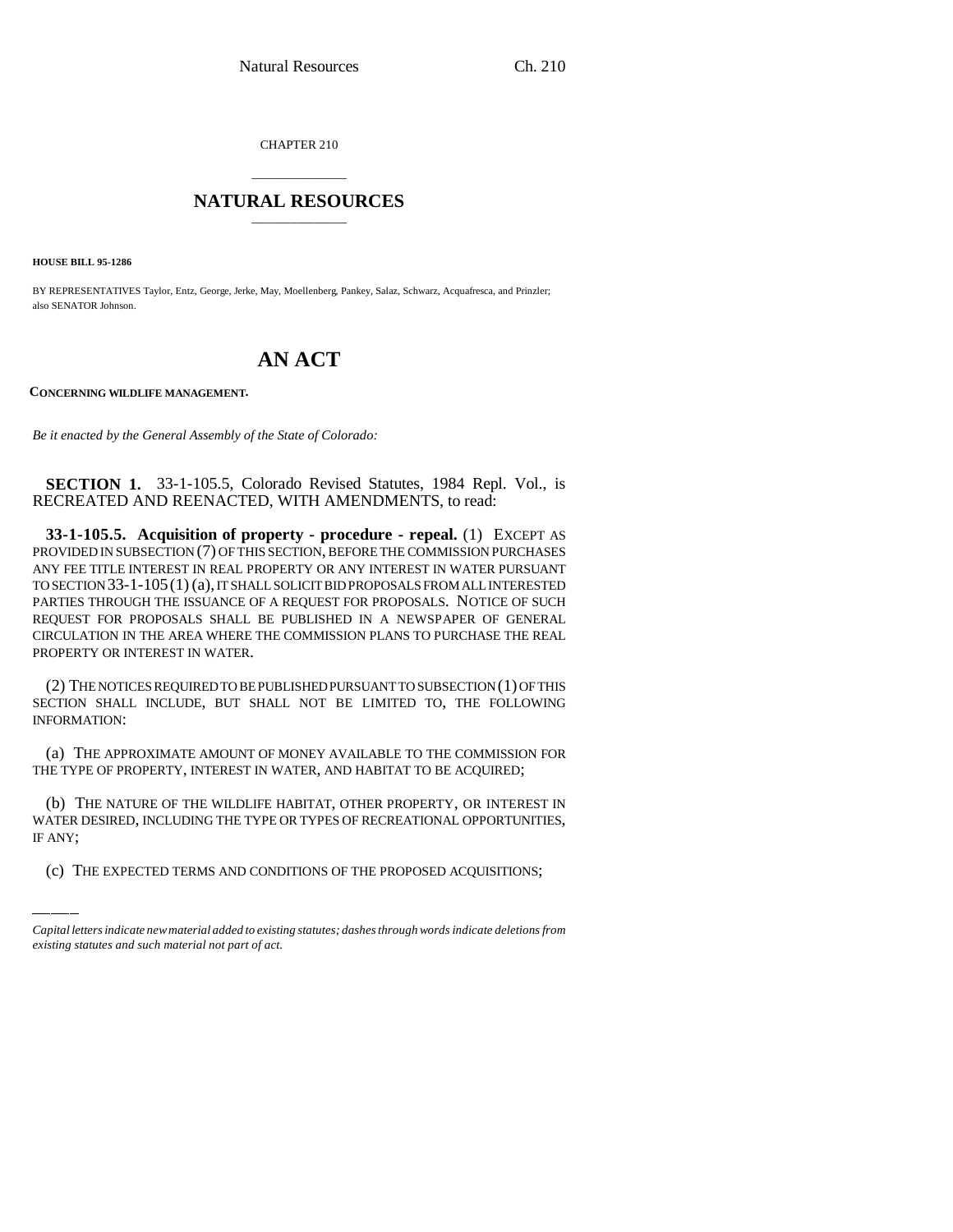CHAPTER 210

## NATURAL RESOURCES

**HOUSE BILL 95-1286**

BY REPRESENTATIVES Taylor, Entz, George, Jerke, May, Moellenberg, Pankey, Salaz, Schwarz, Acquafresca, and Prinzler; also SENATOR Johnson.

# AN ACT

**CONCERNING WILDLIFE MANAGEMENT.**

*Be it enacted by the General Assembly of the State of Colorado:*

**SECTION 1.** 33-1-105.5, Colorado Revised Statutes, 1984 Repl. Vol., is RECREATED AND REENACTED, WITH AMENDMENTS, to read:

**33-1-105.5. Acquisition of property - procedure - repeal.** (1) EXCEPT AS PROVIDED IN SUBSECTION (7) OF THIS SECTION, BEFORE THE COMMISSION PURCHASES ANY FEE TITLE INTEREST IN REAL PROPERTY OR ANY INTEREST IN WATER PURSUANT TO SECTION 33-1-105 (1) (a), IT SHALL SOLICIT BID PROPOSALS FROM ALL INTERESTED PARTIES THROUGH THE ISSUANCE OF A REQUEST FOR PROPOSALS. NOTICE OF SUCH REQUEST FOR PROPOSALS SHALL BE PUBLISHED IN A NEWSPAPER OF GENERAL CIRCULATION IN THE AREA WHERE THE COMMISSION PLANS TO PURCHASE THE REAL PROPERTY OR INTEREST IN WATER.

(2) THE NOTICES REQUIRED TO BE PUBLISHED PURSUANT TO SUBSECTION (1) OF THIS SECTION SHALL INCLUDE, BUT SHALL NOT BE LIMITED TO, THE FOLLOWING INFORMATION:

(a) THE APPROXIMATE AMOUNT OF MONEY AVAILABLE TO THE COMMISSION FOR THE TYPE OF PROPERTY, INTEREST IN WATER, AND HABITAT TO BE ACQUIRED;

(b) THE NATURE OF THE WILDLIFE HABITAT, OTHER PROPERTY, OR INTEREST IN WATER DESIRED, INCLUDING THE TYPE OR TYPES OF RECREATIONAL OPPORTUNITIES, IF ANY;

(c) THE EXPECTED TERMS AND CONDITIONS OF THE PROPOSED ACQUISITIONS;

*Capital letters indicate new material added to existing statutes; dashes through words indicate deletions from existing statutes and such material not part of act.*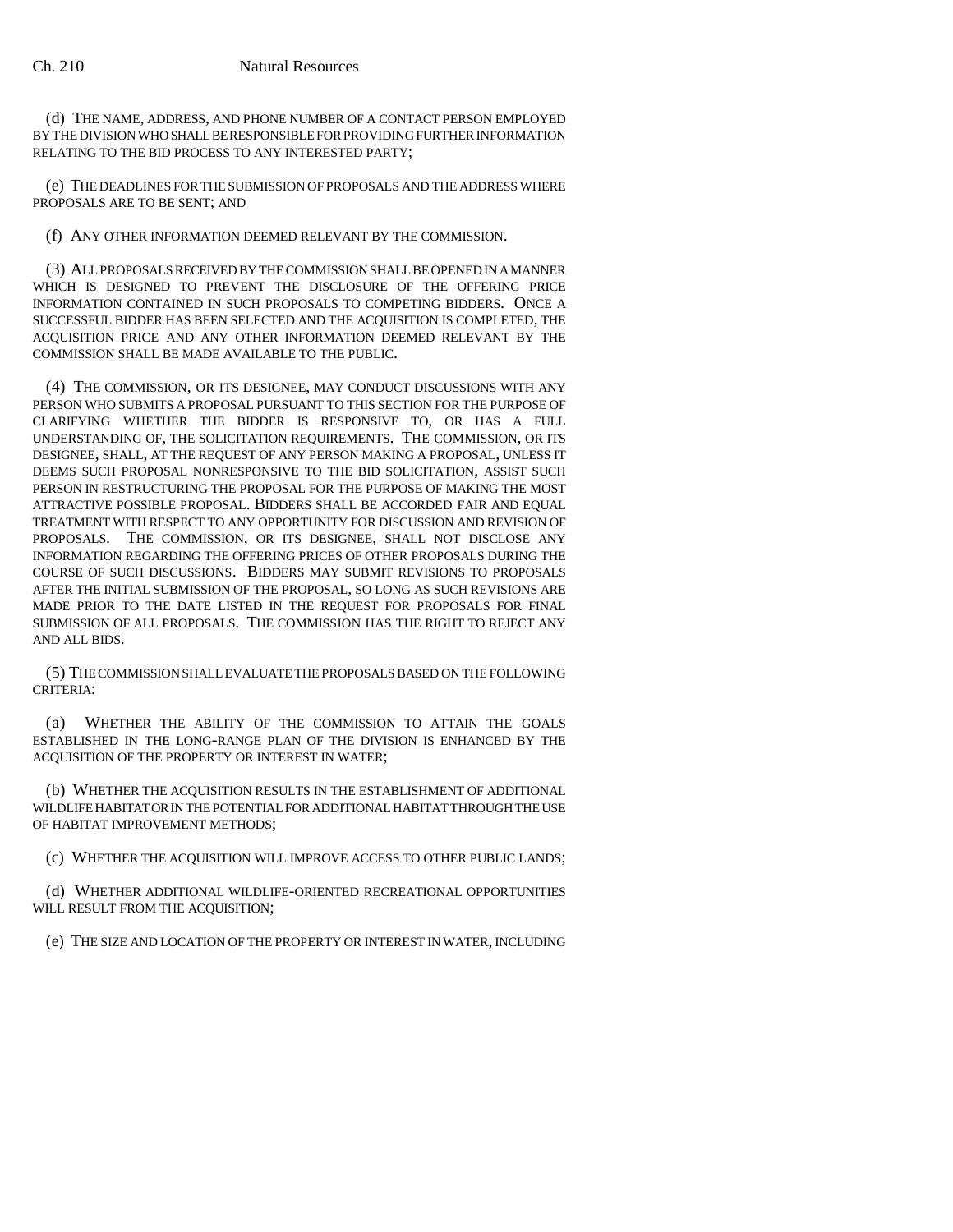(d) THE NAME, ADDRESS, AND PHONE NUMBER OF A CONTACT PERSON EMPLOYED BY THE DIVISION WHO SHALL BE RESPONSIBLE FOR PROVIDING FURTHER INFORMATION RELATING TO THE BID PROCESS TO ANY INTERESTED PARTY;

(e) THE DEADLINES FOR THE SUBMISSION OF PROPOSALS AND THE ADDRESS WHERE PROPOSALS ARE TO BE SENT; AND

(f) ANY OTHER INFORMATION DEEMED RELEVANT BY THE COMMISSION.

(3) ALL PROPOSALS RECEIVED BY THE COMMISSION SHALL BE OPENED IN A MANNER WHICH IS DESIGNED TO PREVENT THE DISCLOSURE OF THE OFFERING PRICE INFORMATION CONTAINED IN SUCH PROPOSALS TO COMPETING BIDDERS. ONCE A SUCCESSFUL BIDDER HAS BEEN SELECTED AND THE ACQUISITION IS COMPLETED, THE ACQUISITION PRICE AND ANY OTHER INFORMATION DEEMED RELEVANT BY THE COMMISSION SHALL BE MADE AVAILABLE TO THE PUBLIC.

(4) THE COMMISSION, OR ITS DESIGNEE, MAY CONDUCT DISCUSSIONS WITH ANY PERSON WHO SUBMITS A PROPOSAL PURSUANT TO THIS SECTION FOR THE PURPOSE OF CLARIFYING WHETHER THE BIDDER IS RESPONSIVE TO, OR HAS A FULL UNDERSTANDING OF, THE SOLICITATION REQUIREMENTS. THE COMMISSION, OR ITS DESIGNEE, SHALL, AT THE REQUEST OF ANY PERSON MAKING A PROPOSAL, UNLESS IT DEEMS SUCH PROPOSAL NONRESPONSIVE TO THE BID SOLICITATION, ASSIST SUCH PERSON IN RESTRUCTURING THE PROPOSAL FOR THE PURPOSE OF MAKING THE MOST ATTRACTIVE POSSIBLE PROPOSAL. BIDDERS SHALL BE ACCORDED FAIR AND EQUAL TREATMENT WITH RESPECT TO ANY OPPORTUNITY FOR DISCUSSION AND REVISION OF PROPOSALS. THE COMMISSION, OR ITS DESIGNEE, SHALL NOT DISCLOSE ANY INFORMATION REGARDING THE OFFERING PRICES OF OTHER PROPOSALS DURING THE COURSE OF SUCH DISCUSSIONS. BIDDERS MAY SUBMIT REVISIONS TO PROPOSALS AFTER THE INITIAL SUBMISSION OF THE PROPOSAL, SO LONG AS SUCH REVISIONS ARE MADE PRIOR TO THE DATE LISTED IN THE REQUEST FOR PROPOSALS FOR FINAL SUBMISSION OF ALL PROPOSALS. THE COMMISSION HAS THE RIGHT TO REJECT ANY AND ALL BIDS.

(5) THE COMMISSION SHALL EVALUATE THE PROPOSALS BASED ON THE FOLLOWING CRITERIA:

(a) WHETHER THE ABILITY OF THE COMMISSION TO ATTAIN THE GOALS ESTABLISHED IN THE LONG-RANGE PLAN OF THE DIVISION IS ENHANCED BY THE ACQUISITION OF THE PROPERTY OR INTEREST IN WATER;

(b) WHETHER THE ACQUISITION RESULTS IN THE ESTABLISHMENT OF ADDITIONAL WILDLIFE HABITAT OR IN THE POTENTIAL FOR ADDITIONAL HABITAT THROUGH THE USE OF HABITAT IMPROVEMENT METHODS;

(c) WHETHER THE ACQUISITION WILL IMPROVE ACCESS TO OTHER PUBLIC LANDS;

(d) WHETHER ADDITIONAL WILDLIFE-ORIENTED RECREATIONAL OPPORTUNITIES WILL RESULT FROM THE ACQUISITION;

(e) THE SIZE AND LOCATION OF THE PROPERTY OR INTEREST IN WATER, INCLUDING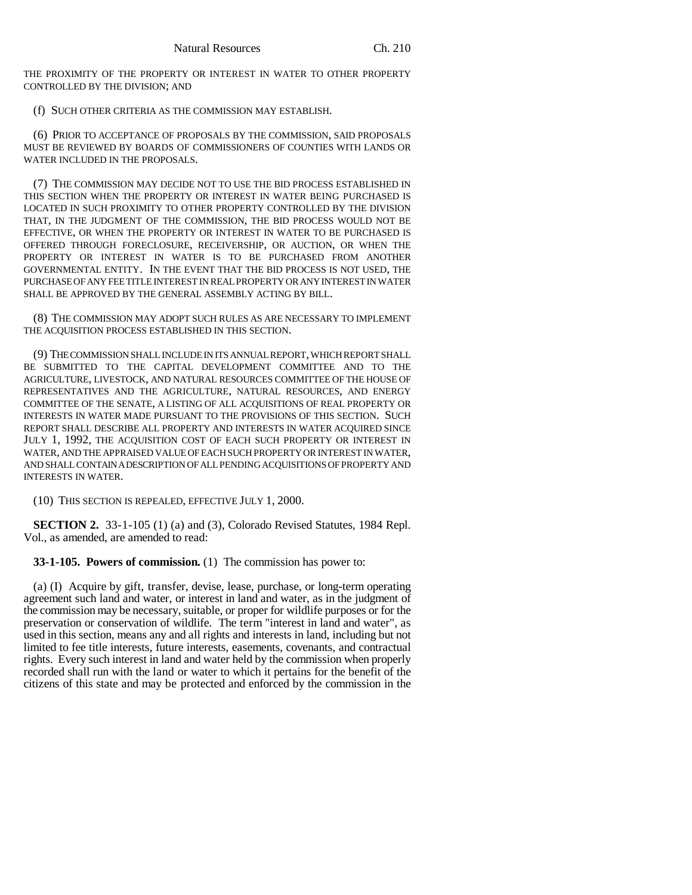THE PROXIMITY OF THE PROPERTY OR INTEREST IN WATER TO OTHER PROPERTY CONTROLLED BY THE DIVISION; AND

(f) SUCH OTHER CRITERIA AS THE COMMISSION MAY ESTABLISH.

(6) PRIOR TO ACCEPTANCE OF PROPOSALS BY THE COMMISSION, SAID PROPOSALS MUST BE REVIEWED BY BOARDS OF COMMISSIONERS OF COUNTIES WITH LANDS OR WATER INCLUDED IN THE PROPOSALS.

(7) THE COMMISSION MAY DECIDE NOT TO USE THE BID PROCESS ESTABLISHED IN THIS SECTION WHEN THE PROPERTY OR INTEREST IN WATER BEING PURCHASED IS LOCATED IN SUCH PROXIMITY TO OTHER PROPERTY CONTROLLED BY THE DIVISION THAT, IN THE JUDGMENT OF THE COMMISSION, THE BID PROCESS WOULD NOT BE EFFECTIVE, OR WHEN THE PROPERTY OR INTEREST IN WATER TO BE PURCHASED IS OFFERED THROUGH FORECLOSURE, RECEIVERSHIP, OR AUCTION, OR WHEN THE PROPERTY OR INTEREST IN WATER IS TO BE PURCHASED FROM ANOTHER GOVERNMENTAL ENTITY. IN THE EVENT THAT THE BID PROCESS IS NOT USED, THE PURCHASE OF ANY FEE TITLE INTEREST IN REAL PROPERTY OR ANY INTEREST IN WATER SHALL BE APPROVED BY THE GENERAL ASSEMBLY ACTING BY BILL.

(8) THE COMMISSION MAY ADOPT SUCH RULES AS ARE NECESSARY TO IMPLEMENT THE ACQUISITION PROCESS ESTABLISHED IN THIS SECTION.

(9) THE COMMISSION SHALL INCLUDE IN ITS ANNUAL REPORT, WHICH REPORT SHALL BE SUBMITTED TO THE CAPITAL DEVELOPMENT COMMITTEE AND TO THE AGRICULTURE, LIVESTOCK, AND NATURAL RESOURCES COMMITTEE OF THE HOUSE OF REPRESENTATIVES AND THE AGRICULTURE, NATURAL RESOURCES, AND ENERGY COMMITTEE OF THE SENATE, A LISTING OF ALL ACQUISITIONS OF REAL PROPERTY OR INTERESTS IN WATER MADE PURSUANT TO THE PROVISIONS OF THIS SECTION. SUCH REPORT SHALL DESCRIBE ALL PROPERTY AND INTERESTS IN WATER ACQUIRED SINCE JULY 1, 1992, THE ACQUISITION COST OF EACH SUCH PROPERTY OR INTEREST IN WATER, AND THE APPRAISED VALUE OF EACH SUCH PROPERTY OR INTEREST IN WATER, AND SHALL CONTAIN A DESCRIPTION OF ALL PENDING ACQUISITIONS OF PROPERTY AND INTERESTS IN WATER.

(10) THIS SECTION IS REPEALED, EFFECTIVE JULY 1, 2000.

**SECTION 2.** 33-1-105 (1) (a) and (3), Colorado Revised Statutes, 1984 Repl. Vol., as amended, are amended to read:

**33-1-105. Powers of commission.** (1) The commission has power to:

(a) (I) Acquire by gift, transfer, devise, lease, purchase, or long-term operating agreement such land and water, or interest in land and water, as in the judgment of the commission may be necessary, suitable, or proper for wildlife purposes or for the preservation or conservation of wildlife. The term "interest in land and water", as used in this section, means any and all rights and interests in land, including but not limited to fee title interests, future interests, easements, covenants, and contractual rights. Every such interest in land and water held by the commission when properly recorded shall run with the land or water to which it pertains for the benefit of the citizens of this state and may be protected and enforced by the commission in the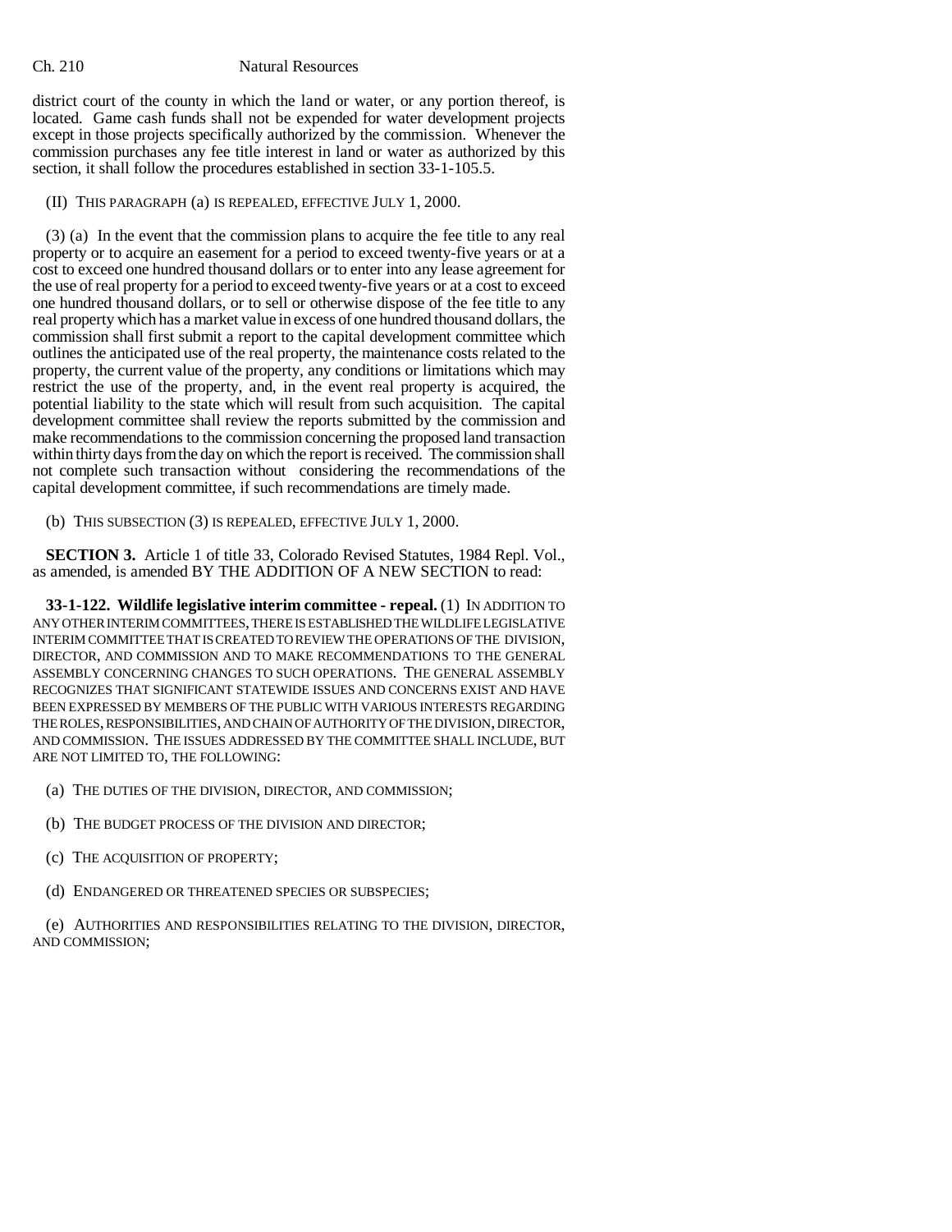district court of the county in which the land or water, or any portion thereof, is located. Game cash funds shall not be expended for water development projects except in those projects specifically authorized by the commission. Whenever the commission purchases any fee title interest in land or water as authorized by this section, it shall follow the procedures established in section 33-1-105.5.

(II) THIS PARAGRAPH (a) IS REPEALED, EFFECTIVE JULY 1, 2000.

(3) (a) In the event that the commission plans to acquire the fee title to any real property or to acquire an easement for a period to exceed twenty-five years or at a cost to exceed one hundred thousand dollars or to enter into any lease agreement for the use of real property for a period to exceed twenty-five years or at a cost to exceed one hundred thousand dollars, or to sell or otherwise dispose of the fee title to any real property which has a market value in excess of one hundred thousand dollars, the commission shall first submit a report to the capital development committee which outlines the anticipated use of the real property, the maintenance costs related to the property, the current value of the property, any conditions or limitations which may restrict the use of the property, and, in the event real property is acquired, the potential liability to the state which will result from such acquisition. The capital development committee shall review the reports submitted by the commission and make recommendations to the commission concerning the proposed land transaction within thirty days from the day on which the report is received. The commission shall not complete such transaction without considering the recommendations of the capital development committee, if such recommendations are timely made.

(b) THIS SUBSECTION (3) IS REPEALED, EFFECTIVE JULY 1, 2000.

**SECTION 3.** Article 1 of title 33, Colorado Revised Statutes, 1984 Repl. Vol., as amended, is amended BY THE ADDITION OF A NEW SECTION to read:

**33-1-122. Wildlife legislative interim committee - repeal.** (1) IN ADDITION TO ANY OTHER INTERIM COMMITTEES, THERE IS ESTABLISHED THE WILDLIFE LEGISLATIVE INTERIM COMMITTEE THAT IS CREATED TO REVIEW THE OPERATIONS OF THE DIVISION, DIRECTOR, AND COMMISSION AND TO MAKE RECOMMENDATIONS TO THE GENERAL ASSEMBLY CONCERNING CHANGES TO SUCH OPERATIONS. THE GENERAL ASSEMBLY RECOGNIZES THAT SIGNIFICANT STATEWIDE ISSUES AND CONCERNS EXIST AND HAVE BEEN EXPRESSED BY MEMBERS OF THE PUBLIC WITH VARIOUS INTERESTS REGARDING THE ROLES, RESPONSIBILITIES, AND CHAIN OF AUTHORITY OF THE DIVISION, DIRECTOR, AND COMMISSION. THE ISSUES ADDRESSED BY THE COMMITTEE SHALL INCLUDE, BUT ARE NOT LIMITED TO, THE FOLLOWING:

(a) THE DUTIES OF THE DIVISION, DIRECTOR, AND COMMISSION;

(b) THE BUDGET PROCESS OF THE DIVISION AND DIRECTOR;

(c) THE ACQUISITION OF PROPERTY;

(d) ENDANGERED OR THREATENED SPECIES OR SUBSPECIES;

(e) AUTHORITIES AND RESPONSIBILITIES RELATING TO THE DIVISION, DIRECTOR, AND COMMISSION;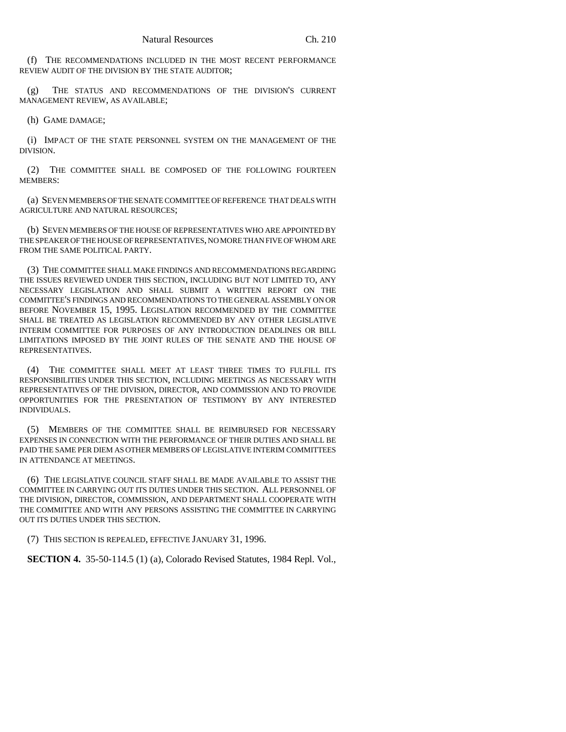(f) THE RECOMMENDATIONS INCLUDED IN THE MOST RECENT PERFORMANCE REVIEW AUDIT OF THE DIVISION BY THE STATE AUDITOR;

(g) THE STATUS AND RECOMMENDATIONS OF THE DIVISION'S CURRENT MANAGEMENT REVIEW, AS AVAILABLE;

(h) GAME DAMAGE;

(i) IMPACT OF THE STATE PERSONNEL SYSTEM ON THE MANAGEMENT OF THE DIVISION.

(2) THE COMMITTEE SHALL BE COMPOSED OF THE FOLLOWING FOURTEEN MEMBERS:

(a) SEVEN MEMBERS OF THE SENATE COMMITTEE OF REFERENCE THAT DEALS WITH AGRICULTURE AND NATURAL RESOURCES;

(b) SEVEN MEMBERS OF THE HOUSE OF REPRESENTATIVES WHO ARE APPOINTED BY THE SPEAKER OF THE HOUSE OF REPRESENTATIVES, NO MORE THAN FIVE OF WHOM ARE FROM THE SAME POLITICAL PARTY.

(3) THE COMMITTEE SHALL MAKE FINDINGS AND RECOMMENDATIONS REGARDING THE ISSUES REVIEWED UNDER THIS SECTION, INCLUDING BUT NOT LIMITED TO, ANY NECESSARY LEGISLATION AND SHALL SUBMIT A WRITTEN REPORT ON THE COMMITTEE'S FINDINGS AND RECOMMENDATIONS TO THE GENERAL ASSEMBLY ON OR BEFORE NOVEMBER 15, 1995. LEGISLATION RECOMMENDED BY THE COMMITTEE SHALL BE TREATED AS LEGISLATION RECOMMENDED BY ANY OTHER LEGISLATIVE INTERIM COMMITTEE FOR PURPOSES OF ANY INTRODUCTION DEADLINES OR BILL LIMITATIONS IMPOSED BY THE JOINT RULES OF THE SENATE AND THE HOUSE OF REPRESENTATIVES.

(4) THE COMMITTEE SHALL MEET AT LEAST THREE TIMES TO FULFILL ITS RESPONSIBILITIES UNDER THIS SECTION, INCLUDING MEETINGS AS NECESSARY WITH REPRESENTATIVES OF THE DIVISION, DIRECTOR, AND COMMISSION AND TO PROVIDE OPPORTUNITIES FOR THE PRESENTATION OF TESTIMONY BY ANY INTERESTED INDIVIDUALS.

(5) MEMBERS OF THE COMMITTEE SHALL BE REIMBURSED FOR NECESSARY EXPENSES IN CONNECTION WITH THE PERFORMANCE OF THEIR DUTIES AND SHALL BE PAID THE SAME PER DIEM AS OTHER MEMBERS OF LEGISLATIVE INTERIM COMMITTEES IN ATTENDANCE AT MEETINGS.

(6) THE LEGISLATIVE COUNCIL STAFF SHALL BE MADE AVAILABLE TO ASSIST THE COMMITTEE IN CARRYING OUT ITS DUTIES UNDER THIS SECTION. ALL PERSONNEL OF THE DIVISION, DIRECTOR, COMMISSION, AND DEPARTMENT SHALL COOPERATE WITH THE COMMITTEE AND WITH ANY PERSONS ASSISTING THE COMMITTEE IN CARRYING OUT ITS DUTIES UNDER THIS SECTION.

(7) THIS SECTION IS REPEALED, EFFECTIVE JANUARY 31, 1996.

**SECTION 4.** 35-50-114.5 (1) (a), Colorado Revised Statutes, 1984 Repl. Vol.,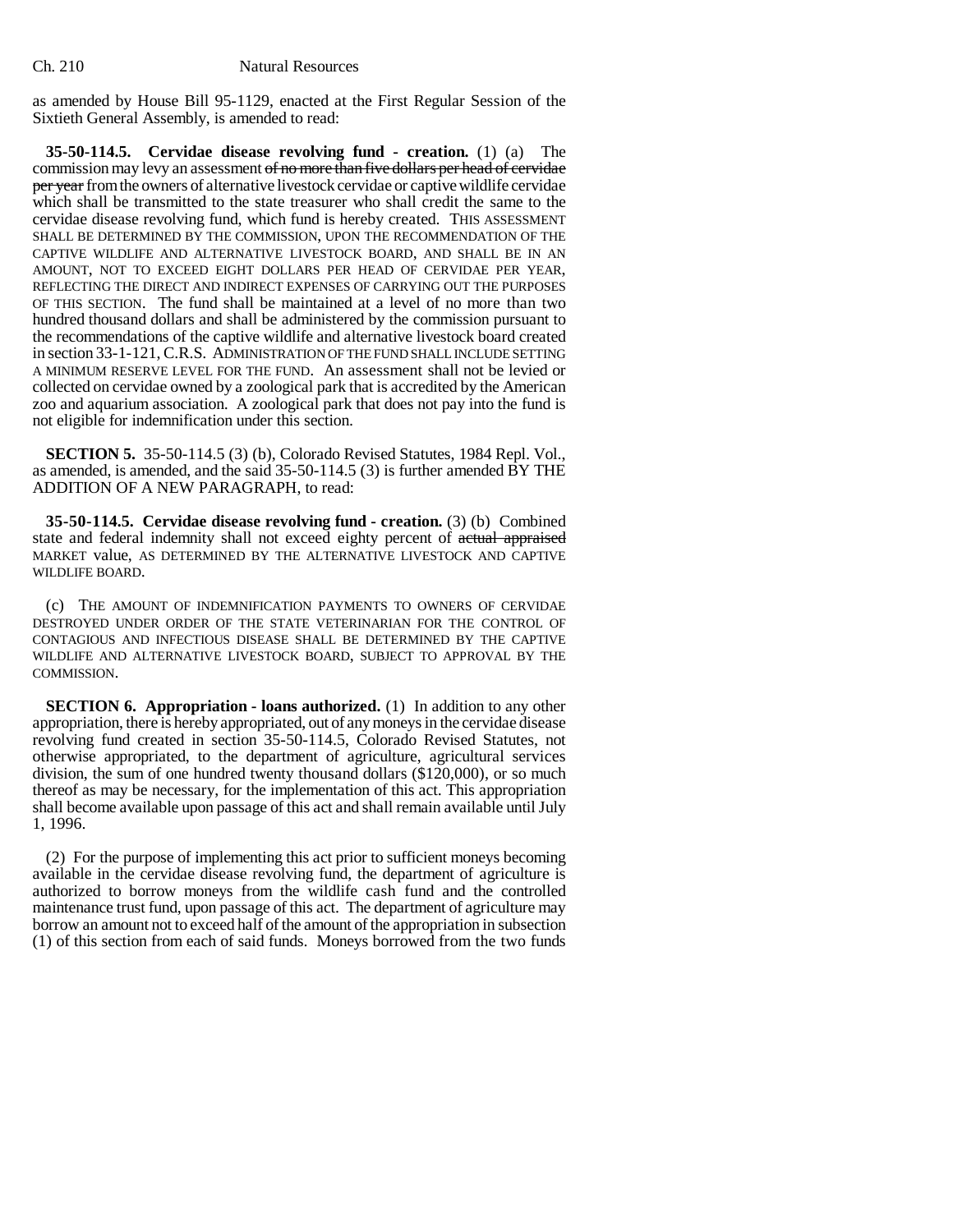as amended by House Bill 95-1129, enacted at the First Regular Session of the Sixtieth General Assembly, is amended to read:

**35-50-114.5. Cervidae disease revolving fund - creation.** (1) (a) The commission may levy an assessment ~~of no more than five dollars per head of cervidae per year~~ from the owners of alternative livestock cervidae or captive wildlife cervidae which shall be transmitted to the state treasurer who shall credit the same to the cervidae disease revolving fund, which fund is hereby created. THIS ASSESSMENT SHALL BE DETERMINED BY THE COMMISSION, UPON THE RECOMMENDATION OF THE CAPTIVE WILDLIFE AND ALTERNATIVE LIVESTOCK BOARD, AND SHALL BE IN AN AMOUNT, NOT TO EXCEED EIGHT DOLLARS PER HEAD OF CERVIDAE PER YEAR, REFLECTING THE DIRECT AND INDIRECT EXPENSES OF CARRYING OUT THE PURPOSES OF THIS SECTION. The fund shall be maintained at a level of no more than two hundred thousand dollars and shall be administered by the commission pursuant to the recommendations of the captive wildlife and alternative livestock board created in section 33-1-121, C.R.S. ADMINISTRATION OF THE FUND SHALL INCLUDE SETTING A MINIMUM RESERVE LEVEL FOR THE FUND. An assessment shall not be levied or collected on cervidae owned by a zoological park that is accredited by the American zoo and aquarium association. A zoological park that does not pay into the fund is not eligible for indemnification under this section.

**SECTION 5.** 35-50-114.5 (3) (b), Colorado Revised Statutes, 1984 Repl. Vol., as amended, is amended, and the said 35-50-114.5 (3) is further amended BY THE ADDITION OF A NEW PARAGRAPH, to read:

**35-50-114.5. Cervidae disease revolving fund - creation.** (3) (b) Combined state and federal indemnity shall not exceed eighty percent of ~~actual appraised~~ MARKET value, AS DETERMINED BY THE ALTERNATIVE LIVESTOCK AND CAPTIVE WILDLIFE BOARD.

(c) THE AMOUNT OF INDEMNIFICATION PAYMENTS TO OWNERS OF CERVIDAE DESTROYED UNDER ORDER OF THE STATE VETERINARIAN FOR THE CONTROL OF CONTAGIOUS AND INFECTIOUS DISEASE SHALL BE DETERMINED BY THE CAPTIVE WILDLIFE AND ALTERNATIVE LIVESTOCK BOARD, SUBJECT TO APPROVAL BY THE COMMISSION.

**SECTION 6. Appropriation - loans authorized.** (1) In addition to any other appropriation, there is hereby appropriated, out of any moneys in the cervidae disease revolving fund created in section 35-50-114.5, Colorado Revised Statutes, not otherwise appropriated, to the department of agriculture, agricultural services division, the sum of one hundred twenty thousand dollars ($120,000), or so much thereof as may be necessary, for the implementation of this act. This appropriation shall become available upon passage of this act and shall remain available until July 1, 1996.

(2) For the purpose of implementing this act prior to sufficient moneys becoming available in the cervidae disease revolving fund, the department of agriculture is authorized to borrow moneys from the wildlife cash fund and the controlled maintenance trust fund, upon passage of this act. The department of agriculture may borrow an amount not to exceed half of the amount of the appropriation in subsection (1) of this section from each of said funds. Moneys borrowed from the two funds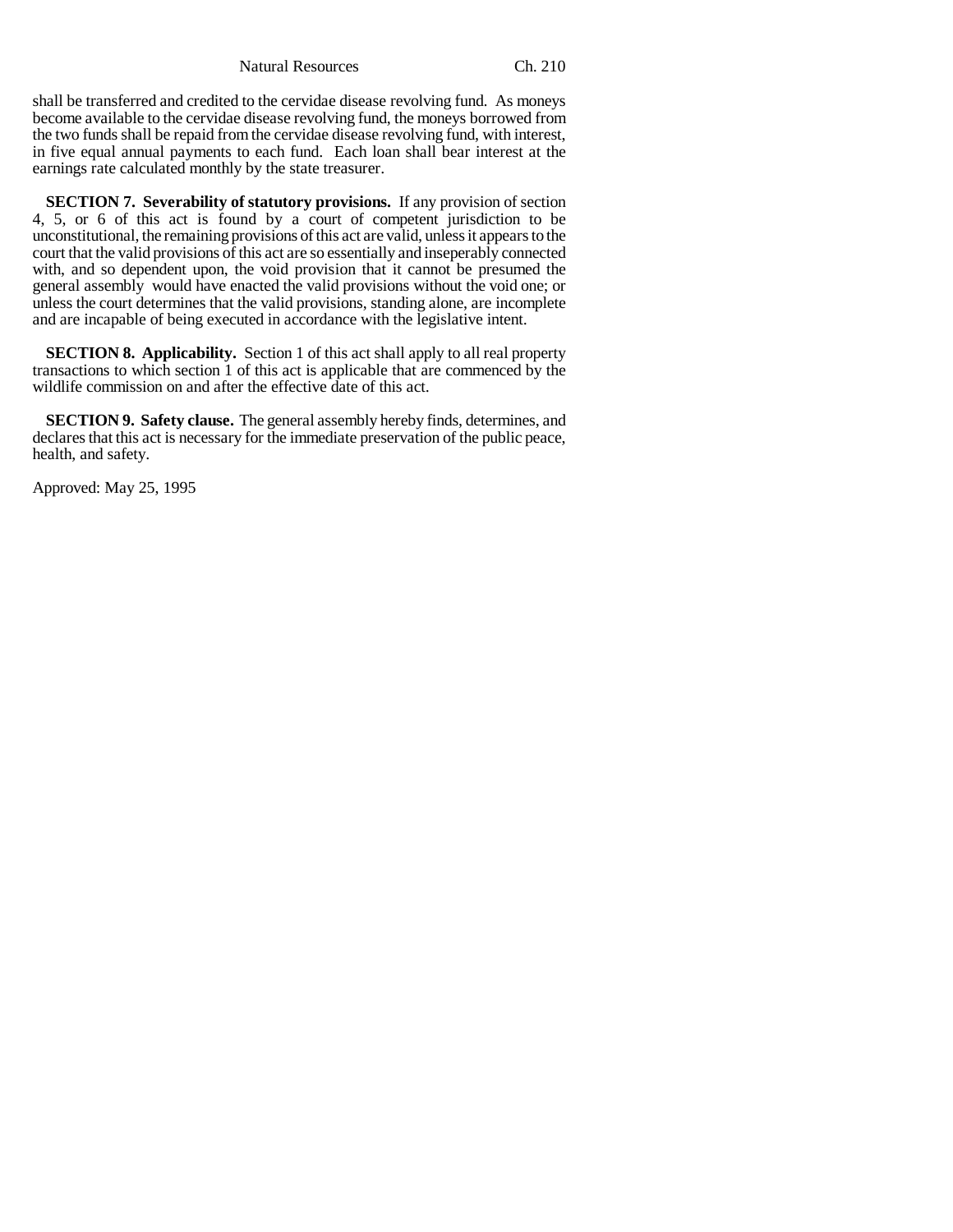shall be transferred and credited to the cervidae disease revolving fund. As moneys become available to the cervidae disease revolving fund, the moneys borrowed from the two funds shall be repaid from the cervidae disease revolving fund, with interest, in five equal annual payments to each fund. Each loan shall bear interest at the earnings rate calculated monthly by the state treasurer.

**SECTION 7. Severability of statutory provisions.** If any provision of section 4, 5, or 6 of this act is found by a court of competent jurisdiction to be unconstitutional, the remaining provisions of this act are valid, unless it appears to the court that the valid provisions of this act are so essentially and inseperably connected with, and so dependent upon, the void provision that it cannot be presumed the general assembly would have enacted the valid provisions without the void one; or unless the court determines that the valid provisions, standing alone, are incomplete and are incapable of being executed in accordance with the legislative intent.

**SECTION 8. Applicability.** Section 1 of this act shall apply to all real property transactions to which section 1 of this act is applicable that are commenced by the wildlife commission on and after the effective date of this act.

**SECTION 9. Safety clause.** The general assembly hereby finds, determines, and declares that this act is necessary for the immediate preservation of the public peace, health, and safety.

Approved: May 25, 1995